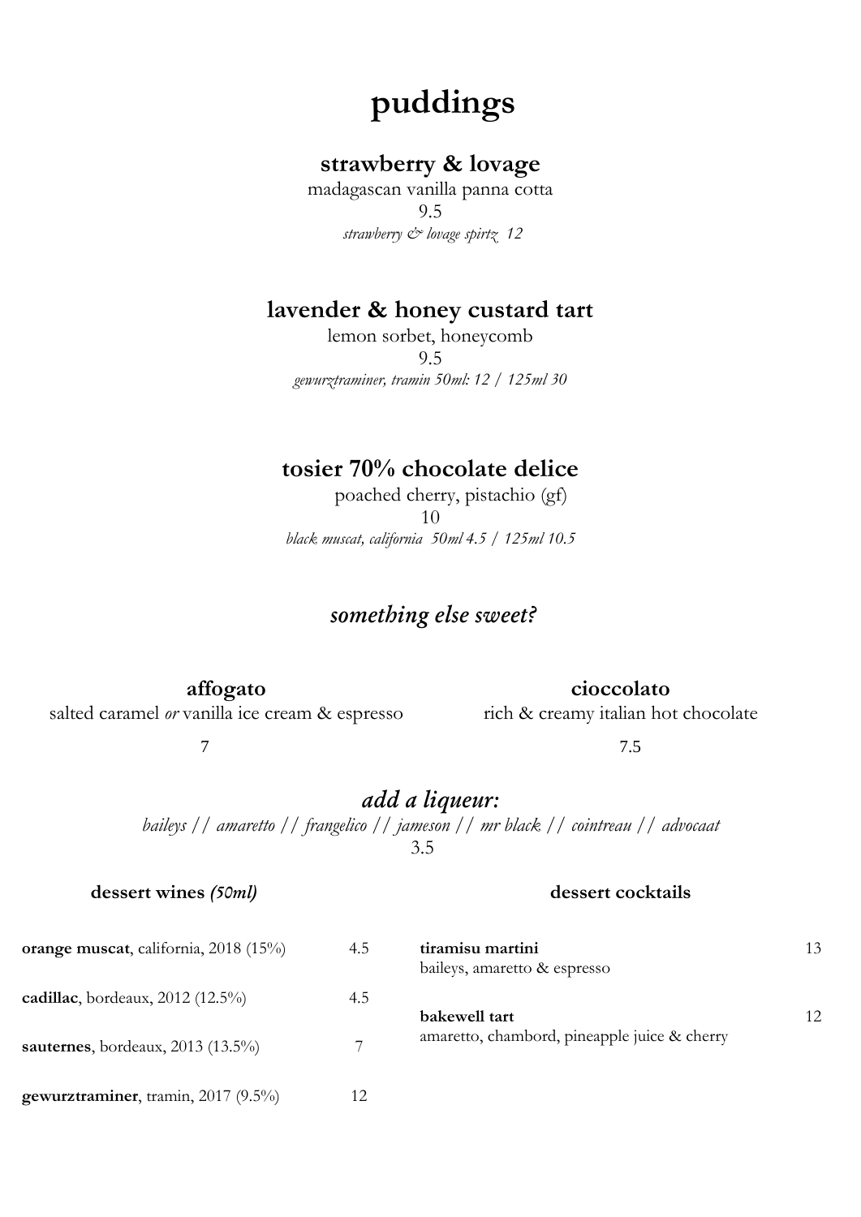# puddings

## strawberry & lovage

madagascan vanilla panna cotta

9.5

*strawberry & lovage spirtz 12*

## lavender & honey custard tart

lemon sorbet, honeycomb

9.5

*gewurztraminer, tramin 50ml: 12 / 125ml 30*

## tosier 70% chocolate delice

poached cherry, pistachio (gf)

10

*black muscat, california 50ml 4.5 / 125ml 10.5*

## *something else sweet?*

### affogato

salted caramel *or* vanilla ice cream & espresso

7

### cioccolato

rich & creamy italian hot chocolate

7.5

## *add a liqueur:*

*baileys // amaretto // frangelico // jameson // mr black // cointreau // advocaat*

3.5

### dessert wines *(50ml)*

| | |
|---|---|
| **orange muscat**, california, 2018 (15%) | 4.5 |
| **cadillac**, bordeaux, 2012 (12.5%) | 4.5 |
| **sauternes**, bordeaux, 2013 (13.5%) | 7 |
| **gewurztraminer**, tramin, 2017 (9.5%) | 12 |

### dessert cocktails

| | |
|---|---|
| **tiramisu martini**<br>baileys, amaretto & espresso | 13 |
| **bakewell tart**<br>amaretto, chambord, pineapple juice & cherry | 12 |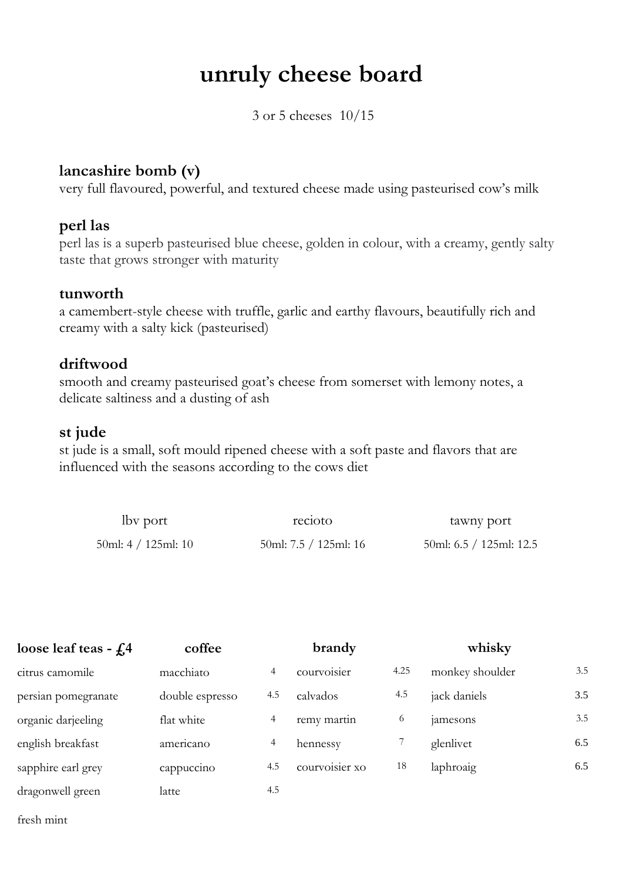# unruly cheese board

3 or 5 cheeses 10/15

### lancashire bomb (v)

very full flavoured, powerful, and textured cheese made using pasteurised cow's milk

### perl las

perl las is a superb pasteurised blue cheese, golden in colour, with a creamy, gently salty taste that grows stronger with maturity

### tunworth

a camembert-style cheese with truffle, garlic and earthy flavours, beautifully rich and creamy with a salty kick (pasteurised)

### driftwood

smooth and creamy pasteurised goat's cheese from somerset with lemony notes, a delicate saltiness and a dusting of ash

### st jude

st jude is a small, soft mould ripened cheese with a soft paste and flavors that are influenced with the seasons according to the cows diet

| lbv port | recioto | tawny port |
| --- | --- | --- |
| 50ml: 4 / 125ml: 10 | 50ml: 7.5 / 125ml: 16 | 50ml: 6.5 / 125ml: 12.5 |

| loose leaf teas - £4 | coffee | | brandy | | whisky | |
| --- | --- | --- | --- | --- | --- | --- |
| citrus camomile | macchiato | 4 | courvoisier | 4.25 | monkey shoulder | 3.5 |
| persian pomegranate | double espresso | 4.5 | calvados | 4.5 | jack daniels | 3.5 |
| organic darjeeling | flat white | 4 | remy martin | 6 | jamesons | 3.5 |
| english breakfast | americano | 4 | hennessy | 7 | glenlivet | 6.5 |
| sapphire earl grey | cappuccino | 4.5 | courvoisier xo | 18 | laphroaig | 6.5 |
| dragonwell green | latte | 4.5 | | | | |
| fresh mint | | | | | | |